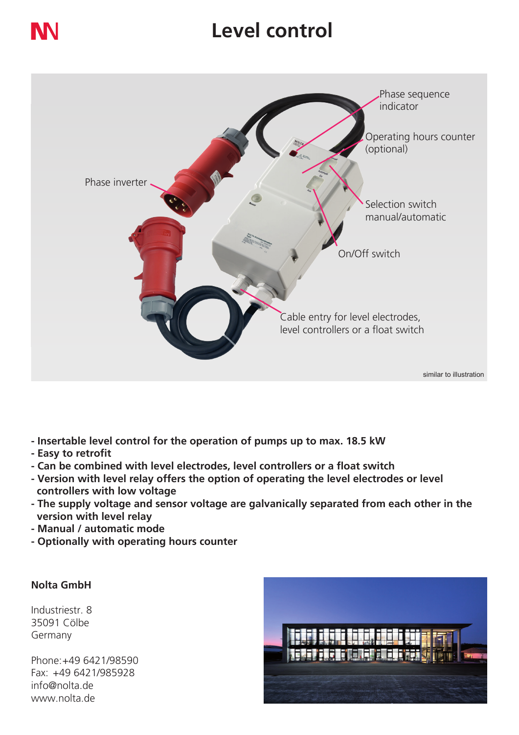# Level control

Phase sequence indicator

Operating hours counter (optional)

Phase inverter

Selection switch manual/automatic

On/Off switch

Cable entry for level electrodes, level controllers or a float switch

similar to illustration

- **Insertable level control for the operation of pumps up to max. 18.5 kW**
- **Easy to retrofit**
- **Can be combined with level electrodes, level controllers or a float switch**
- **Version with level relay offers the option of operating the level electrodes or level controllers with low voltage**
- **The supply voltage and sensor voltage are galvanically separated from each other in the version with level relay**
- **Manual / automatic mode**
- **Optionally with operating hours counter**

**Nolta GmbH**

Industriestr. 8
35091 Cölbe
Germany

Phone:+49 6421/98590
Fax: +49 6421/985928
info@nolta.de
www.nolta.de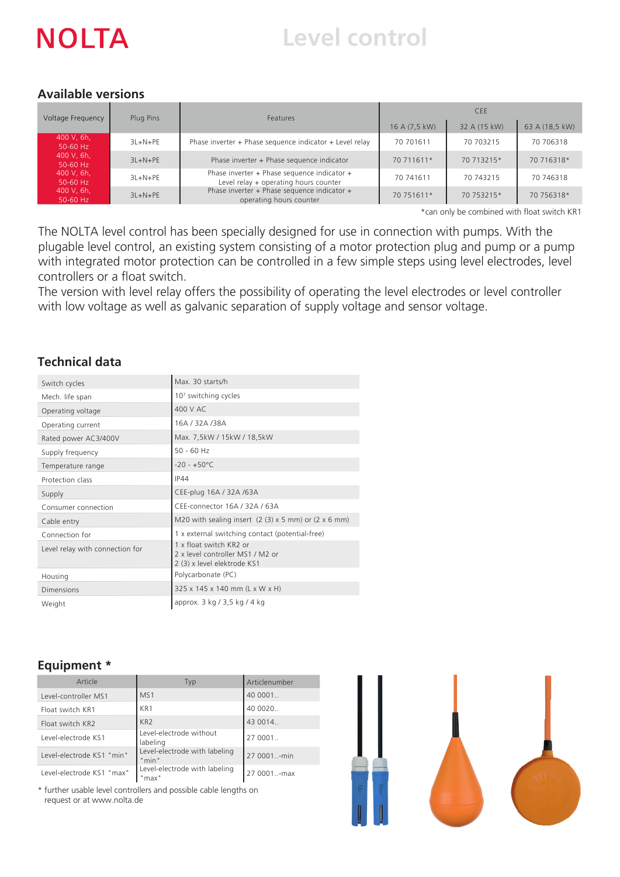# NOLTA

# Level control

## Available versions

| Voltage Frequency | Plug Pins | Features | CEE | | |
|---|---|---|---|---|---|
| | | | 16 A (7,5 kW) | 32 A (15 kW) | 63 A (18,5 kW) |
| 400 V, 6h, 50-60 Hz | 3L+N+PE | Phase inverter + Phase sequence indicator + Level relay | 70 701611 | 70 703215 | 70 706318 |
| 400 V, 6h, 50-60 Hz | 3L+N+PE | Phase inverter + Phase sequence indicator | 70 711611* | 70 713215* | 70 716318* |
| 400 V, 6h, 50-60 Hz | 3L+N+PE | Phase inverter + Phase sequence indicator + Level relay + operating hours counter | 70 741611 | 70 743215 | 70 746318 |
| 400 V, 6h, 50-60 Hz | 3L+N+PE | Phase inverter + Phase sequence indicator + operating hours counter | 70 751611* | 70 753215* | 70 756318* |

*can only be combined with float switch KR1

The NOLTA level control has been specially designed for use in connection with pumps. With the plugable level control, an existing system consisting of a motor protection plug and pump or a pump with integrated motor protection can be controlled in a few simple steps using level electrodes, level controllers or a float switch.
The version with level relay offers the possibility of operating the level electrodes or level controller with low voltage as well as galvanic separation of supply voltage and sensor voltage.

## Technical data

| | |
|---|---|
| Switch cycles | Max. 30 starts/h |
| Mech. life span | $10^7$ switching cycles |
| Operating voltage | 400 V AC |
| Operating current | 16A / 32A /38A |
| Rated power AC3/400V | Max. 7,5kW / 15kW / 18,5kW |
| Supply frequency | 50 - 60 Hz |
| Temperature range | -20 - +50°C |
| Protection class | IP44 |
| Supply | CEE-plug 16A / 32A /63A |
| Consumer connection | CEE-connector 16A / 32A / 63A |
| Cable entry | M20 with sealing insert (2 (3) x 5 mm) or (2 x 6 mm) |
| Connection for | 1 x external switching contact (potential-free) |
| Level relay with connection for | 1 x float switch KR2 or<br>2 x level controller MS1 / M2 or<br>2 (3) x level elektrode KS1 |
| Housing | Polycarbonate (PC) |
| Dimensions | 325 x 145 x 140 mm (L x W x H) |
| Weight | approx. 3 kg / 3,5 kg / 4 kg |

## Equipment *

| Article | Typ | Articlenumber |
|---|---|---|
| Level-controller MS1 | MS1 | 40 0001.. |
| Float switch KR1 | KR1 | 40 0020.. |
| Float switch KR2 | KR2 | 43 0014.. |
| Level-electrode KS1 | Level-electrode without labeling | 27 0001.. |
| Level-electrode KS1 "min" | Level-electrode with labeling "min" | 27 0001..-min |
| Level-electrode KS1 "max" | Level-electrode with labeling "max" | 27 0001..-max |

* further usable level controllers and possible cable lengths on request or at www.nolta.de